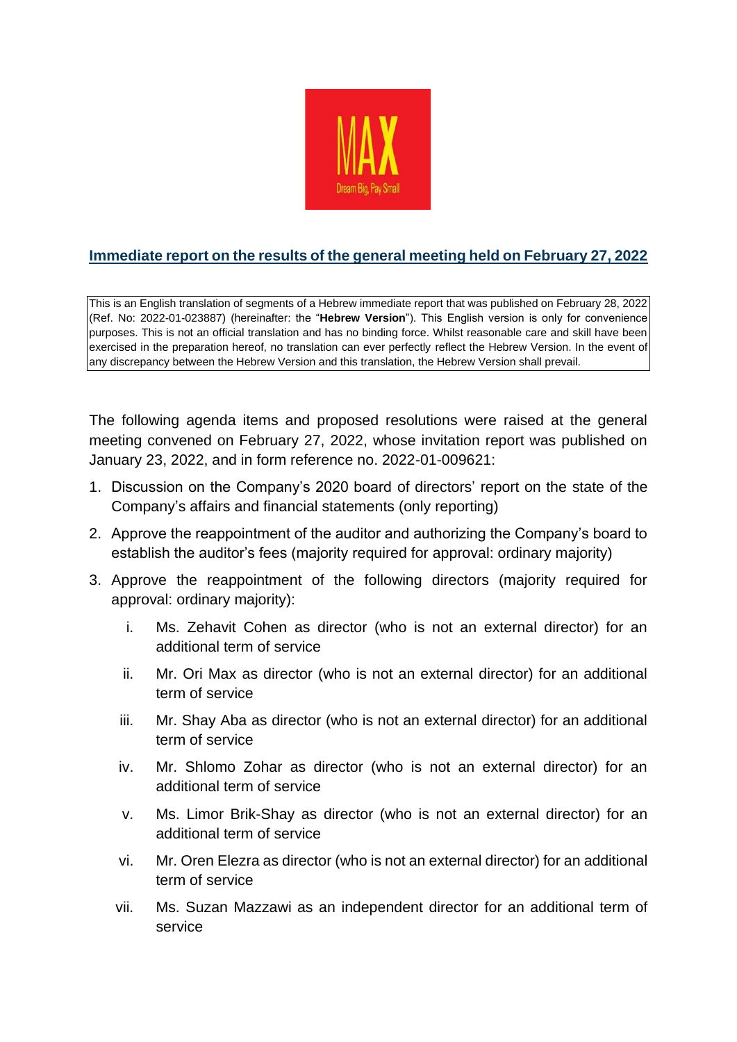## Immediate report on the results of the general meeting held on February 27, 2022

> This is an English translation of segments of a Hebrew immediate report that was published on February 28, 2022 (Ref. No: 2022-01-023887) (hereinafter: the "**Hebrew Version**"). This English version is only for convenience purposes. This is not an official translation and has no binding force. Whilst reasonable care and skill have been exercised in the preparation hereof, no translation can ever perfectly reflect the Hebrew Version. In the event of any discrepancy between the Hebrew Version and this translation, the Hebrew Version shall prevail.

The following agenda items and proposed resolutions were raised at the general meeting convened on February 27, 2022, whose invitation report was published on January 23, 2022, and in form reference no. 2022-01-009621:

1. Discussion on the Company's 2020 board of directors' report on the state of the Company's affairs and financial statements (only reporting)
2. Approve the reappointment of the auditor and authorizing the Company's board to establish the auditor's fees (majority required for approval: ordinary majority)
3. Approve the reappointment of the following directors (majority required for approval: ordinary majority):
   1. Ms. Zehavit Cohen as director (who is not an external director) for an additional term of service
   2. Mr. Ori Max as director (who is not an external director) for an additional term of service
   3. Mr. Shay Aba as director (who is not an external director) for an additional term of service
   4. Mr. Shlomo Zohar as director (who is not an external director) for an additional term of service
   5. Ms. Limor Brik-Shay as director (who is not an external director) for an additional term of service
   6. Mr. Oren Elezra as director (who is not an external director) for an additional term of service
   7. Ms. Suzan Mazzawi as an independent director for an additional term of service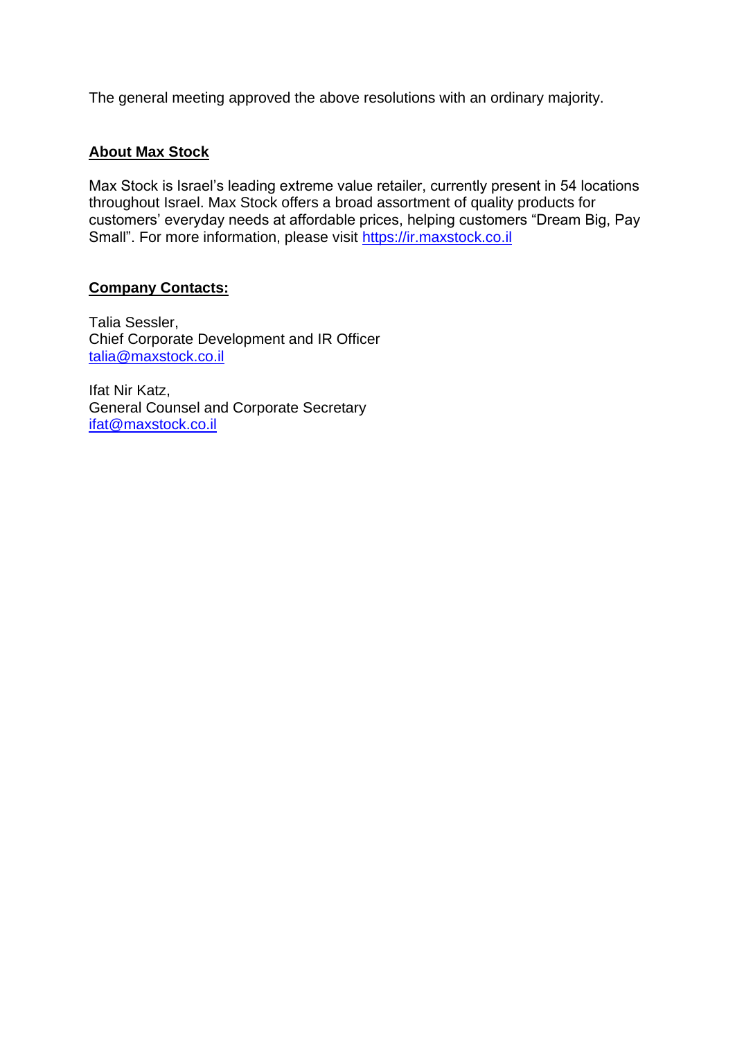The general meeting approved the above resolutions with an ordinary majority.

**About Max Stock**

Max Stock is Israel's leading extreme value retailer, currently present in 54 locations throughout Israel. Max Stock offers a broad assortment of quality products for customers' everyday needs at affordable prices, helping customers "Dream Big, Pay Small". For more information, please visit https://ir.maxstock.co.il

**Company Contacts:**

Talia Sessler,
Chief Corporate Development and IR Officer
talia@maxstock.co.il

Ifat Nir Katz,
General Counsel and Corporate Secretary
ifat@maxstock.co.il